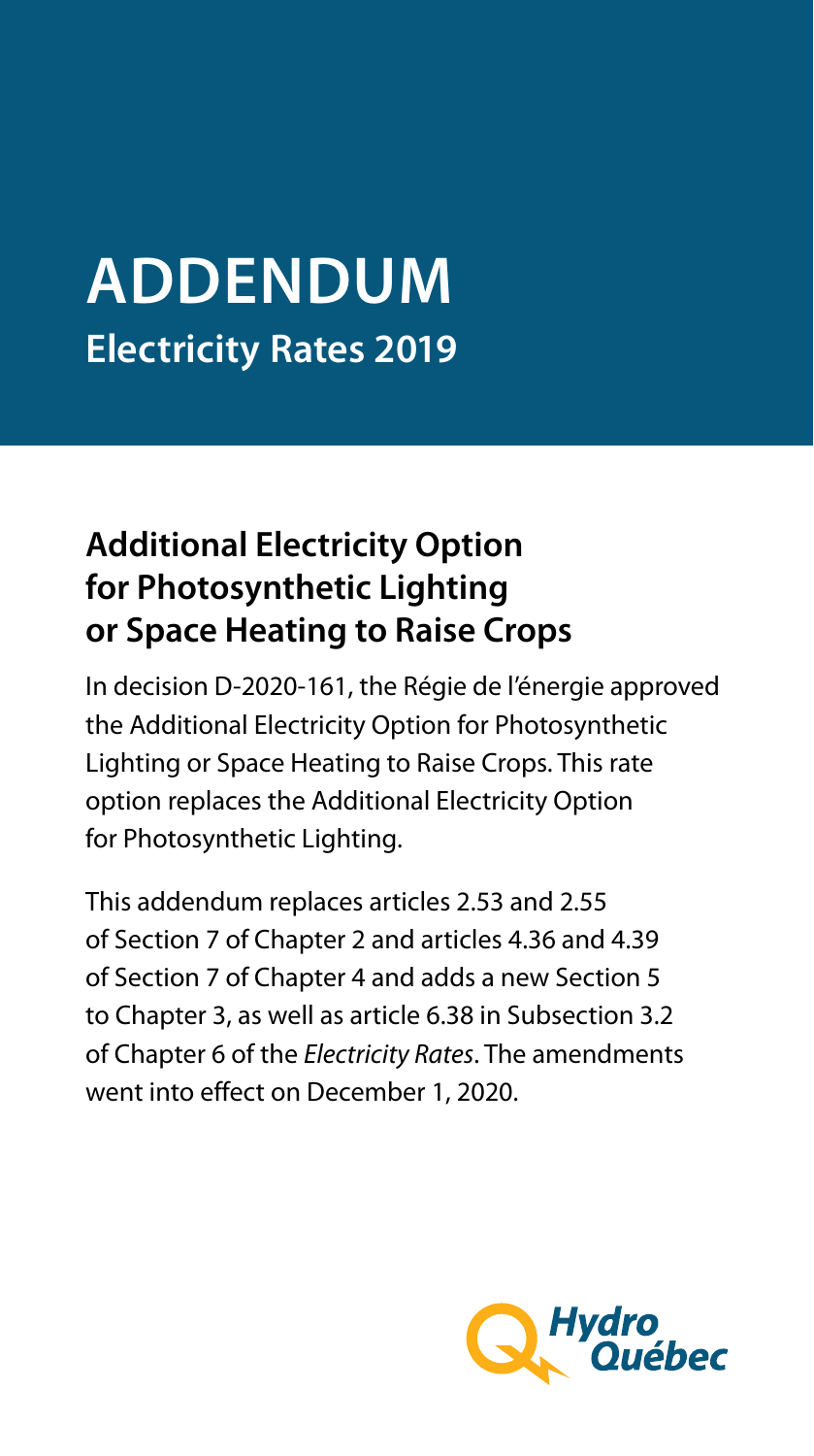# ADDENDUM

## Electricity Rates 2019

## Additional Electricity Option for Photosynthetic Lighting or Space Heating to Raise Crops

In decision D-2020-161, the Régie de l'énergie approved the Additional Electricity Option for Photosynthetic Lighting or Space Heating to Raise Crops. This rate option replaces the Additional Electricity Option for Photosynthetic Lighting.

This addendum replaces articles 2.53 and 2.55 of Section 7 of Chapter 2 and articles 4.36 and 4.39 of Section 7 of Chapter 4 and adds a new Section 5 to Chapter 3, as well as article 6.38 in Subsection 3.2 of Chapter 6 of the *Electricity Rates*. The amendments went into effect on December 1, 2020.

Hydro Québec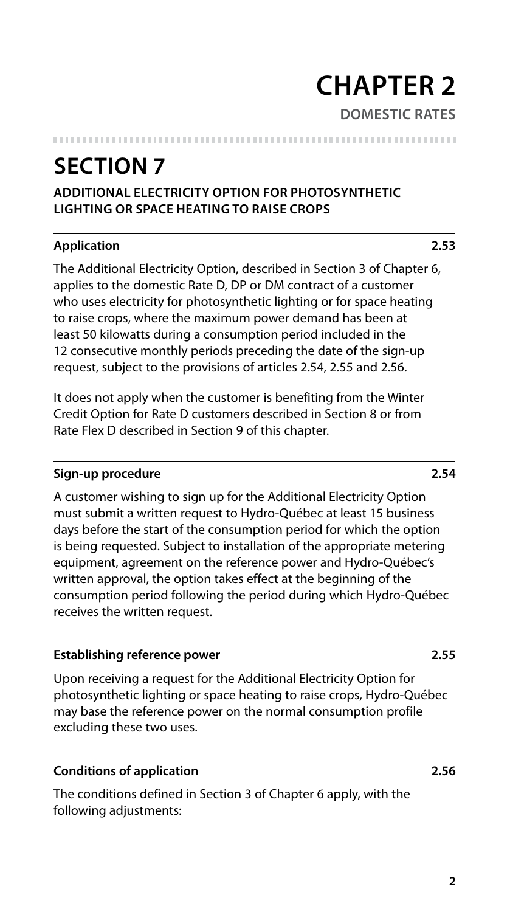# CHAPTER 2

**DOMESTIC RATES**

## SECTION 7

### ADDITIONAL ELECTRICITY OPTION FOR PHOTOSYNTHETIC LIGHTING OR SPACE HEATING TO RAISE CROPS

**Application** **2.53**

The Additional Electricity Option, described in Section 3 of Chapter 6, applies to the domestic Rate D, DP or DM contract of a customer who uses electricity for photosynthetic lighting or for space heating to raise crops, where the maximum power demand has been at least 50 kilowatts during a consumption period included in the 12 consecutive monthly periods preceding the date of the sign-up request, subject to the provisions of articles 2.54, 2.55 and 2.56.

It does not apply when the customer is benefiting from the Winter Credit Option for Rate D customers described in Section 8 or from Rate Flex D described in Section 9 of this chapter.

**Sign-up procedure** **2.54**

A customer wishing to sign up for the Additional Electricity Option must submit a written request to Hydro-Québec at least 15 business days before the start of the consumption period for which the option is being requested. Subject to installation of the appropriate metering equipment, agreement on the reference power and Hydro-Québec's written approval, the option takes effect at the beginning of the consumption period following the period during which Hydro-Québec receives the written request.

**Establishing reference power** **2.55**

Upon receiving a request for the Additional Electricity Option for photosynthetic lighting or space heating to raise crops, Hydro-Québec may base the reference power on the normal consumption profile excluding these two uses.

**Conditions of application** **2.56**

The conditions defined in Section 3 of Chapter 6 apply, with the following adjustments: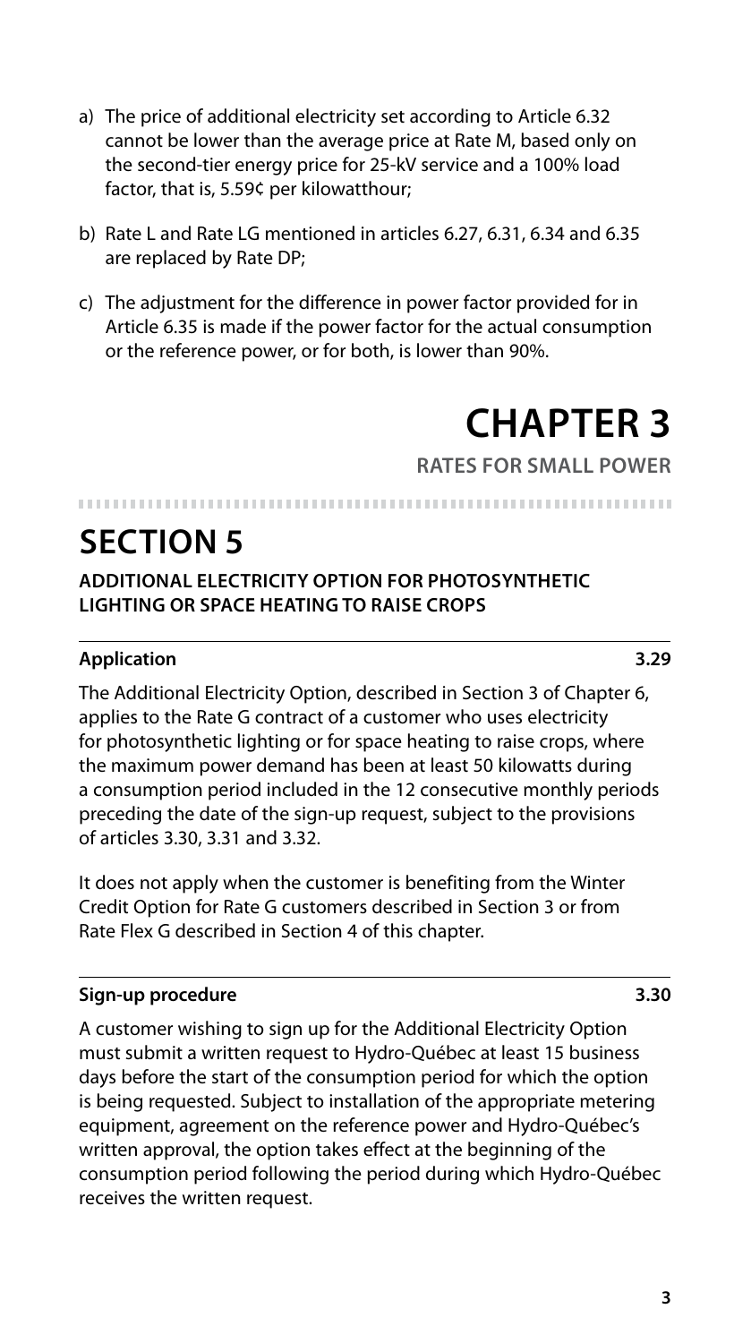a) The price of additional electricity set according to Article 6.32 cannot be lower than the average price at Rate M, based only on the second-tier energy price for 25-kV service and a 100% load factor, that is, 5.59¢ per kilowatthour;

b) Rate L and Rate LG mentioned in articles 6.27, 6.31, 6.34 and 6.35 are replaced by Rate DP;

c) The adjustment for the difference in power factor provided for in Article 6.35 is made if the power factor for the actual consumption or the reference power, or for both, is lower than 90%.

# CHAPTER 3

**RATES FOR SMALL POWER**

## SECTION 5

### ADDITIONAL ELECTRICITY OPTION FOR PHOTOSYNTHETIC LIGHTING OR SPACE HEATING TO RAISE CROPS

**Application** **3.29**

The Additional Electricity Option, described in Section 3 of Chapter 6, applies to the Rate G contract of a customer who uses electricity for photosynthetic lighting or for space heating to raise crops, where the maximum power demand has been at least 50 kilowatts during a consumption period included in the 12 consecutive monthly periods preceding the date of the sign-up request, subject to the provisions of articles 3.30, 3.31 and 3.32.

It does not apply when the customer is benefiting from the Winter Credit Option for Rate G customers described in Section 3 or from Rate Flex G described in Section 4 of this chapter.

**Sign-up procedure** **3.30**

A customer wishing to sign up for the Additional Electricity Option must submit a written request to Hydro-Québec at least 15 business days before the start of the consumption period for which the option is being requested. Subject to installation of the appropriate metering equipment, agreement on the reference power and Hydro-Québec's written approval, the option takes effect at the beginning of the consumption period following the period during which Hydro-Québec receives the written request.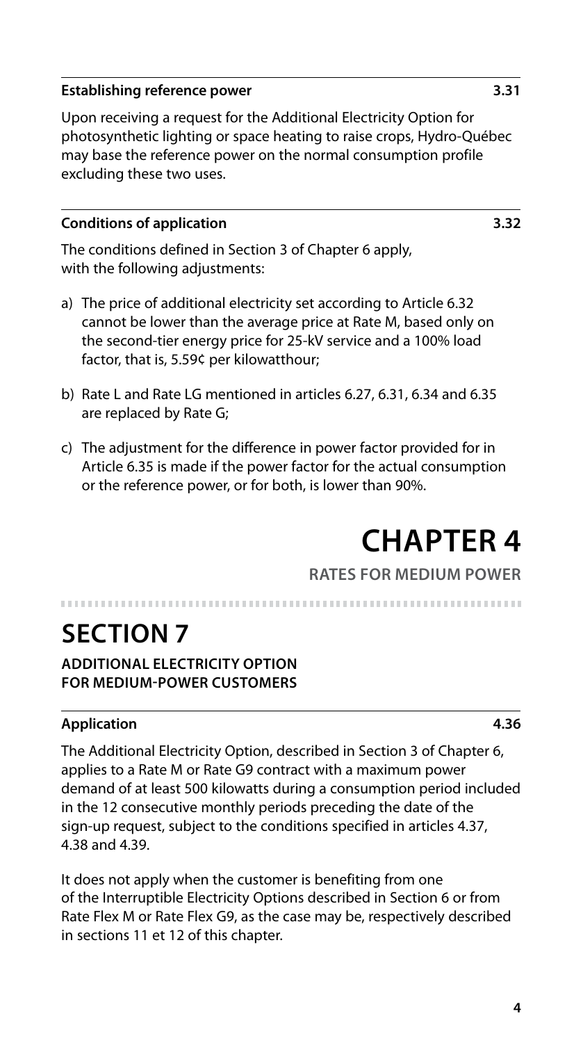### Establishing reference power 3.31

Upon receiving a request for the Additional Electricity Option for photosynthetic lighting or space heating to raise crops, Hydro-Québec may base the reference power on the normal consumption profile excluding these two uses.

### Conditions of application 3.32

The conditions defined in Section 3 of Chapter 6 apply, with the following adjustments:

a) The price of additional electricity set according to Article 6.32 cannot be lower than the average price at Rate M, based only on the second-tier energy price for 25-kV service and a 100% load factor, that is, 5.59¢ per kilowatthour;

b) Rate L and Rate LG mentioned in articles 6.27, 6.31, 6.34 and 6.35 are replaced by Rate G;

c) The adjustment for the difference in power factor provided for in Article 6.35 is made if the power factor for the actual consumption or the reference power, or for both, is lower than 90%.

# CHAPTER 4

**RATES FOR MEDIUM POWER**

## SECTION 7

**ADDITIONAL ELECTRICITY OPTION FOR MEDIUM-POWER CUSTOMERS**

### Application 4.36

The Additional Electricity Option, described in Section 3 of Chapter 6, applies to a Rate M or Rate G9 contract with a maximum power demand of at least 500 kilowatts during a consumption period included in the 12 consecutive monthly periods preceding the date of the sign-up request, subject to the conditions specified in articles 4.37, 4.38 and 4.39.

It does not apply when the customer is benefiting from one of the Interruptible Electricity Options described in Section 6 or from Rate Flex M or Rate Flex G9, as the case may be, respectively described in sections 11 et 12 of this chapter.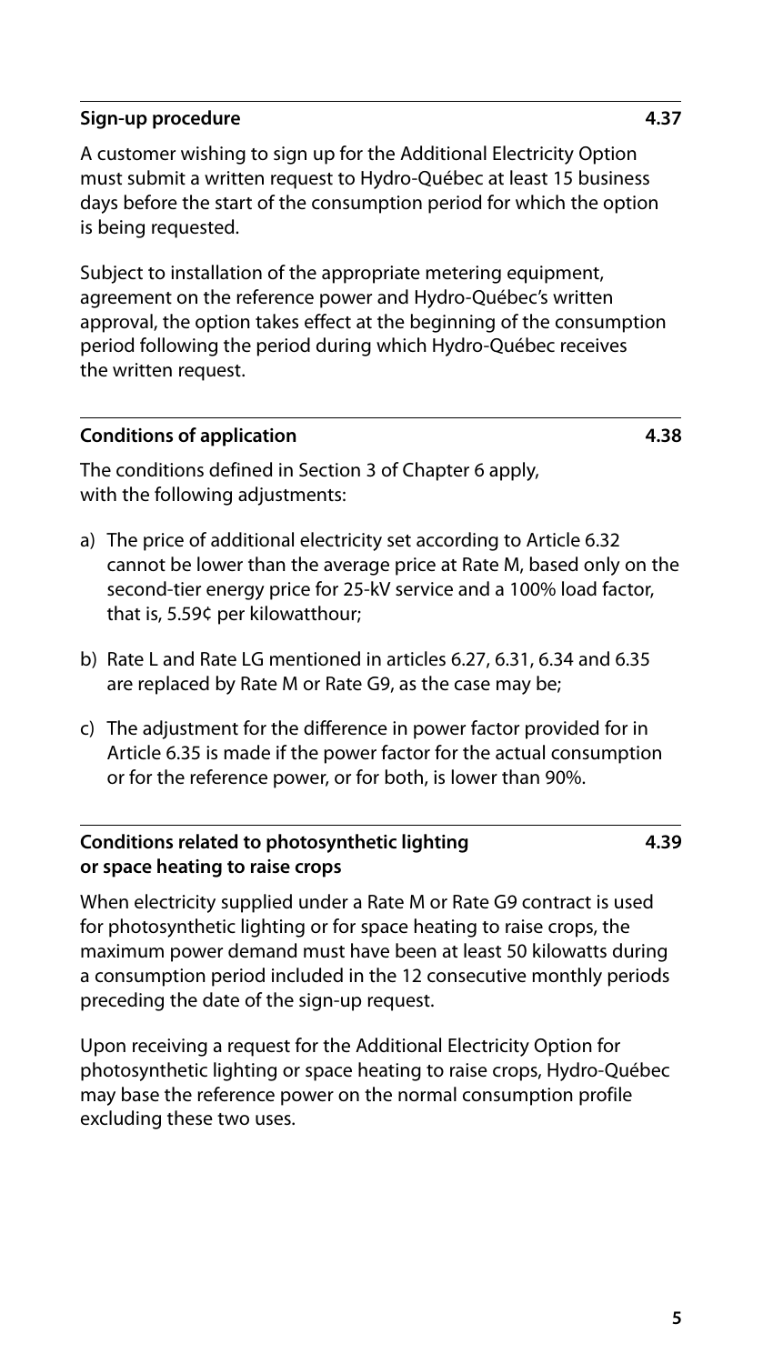### Sign-up procedure — 4.37

A customer wishing to sign up for the Additional Electricity Option must submit a written request to Hydro-Québec at least 15 business days before the start of the consumption period for which the option is being requested.

Subject to installation of the appropriate metering equipment, agreement on the reference power and Hydro-Québec's written approval, the option takes effect at the beginning of the consumption period following the period during which Hydro-Québec receives the written request.

### Conditions of application — 4.38

The conditions defined in Section 3 of Chapter 6 apply, with the following adjustments:

a) The price of additional electricity set according to Article 6.32 cannot be lower than the average price at Rate M, based only on the second-tier energy price for 25-kV service and a 100% load factor, that is, 5.59¢ per kilowatthour;

b) Rate L and Rate LG mentioned in articles 6.27, 6.31, 6.34 and 6.35 are replaced by Rate M or Rate G9, as the case may be;

c) The adjustment for the difference in power factor provided for in Article 6.35 is made if the power factor for the actual consumption or for the reference power, or for both, is lower than 90%.

### Conditions related to photosynthetic lighting or space heating to raise crops — 4.39

When electricity supplied under a Rate M or Rate G9 contract is used for photosynthetic lighting or for space heating to raise crops, the maximum power demand must have been at least 50 kilowatts during a consumption period included in the 12 consecutive monthly periods preceding the date of the sign-up request.

Upon receiving a request for the Additional Electricity Option for photosynthetic lighting or space heating to raise crops, Hydro-Québec may base the reference power on the normal consumption profile excluding these two uses.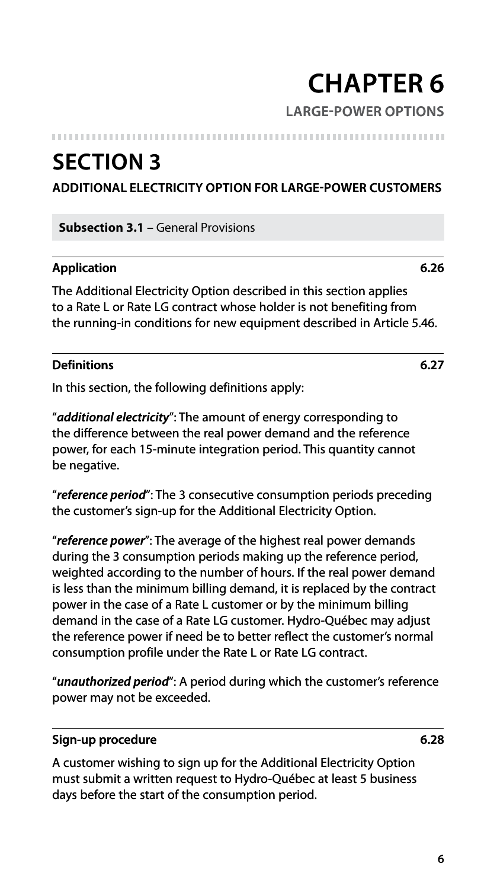# CHAPTER 6

**LARGE-POWER OPTIONS**

## SECTION 3

**ADDITIONAL ELECTRICITY OPTION FOR LARGE-POWER CUSTOMERS**

**Subsection 3.1** – General Provisions

### Application 6.26

The Additional Electricity Option described in this section applies to a Rate L or Rate LG contract whose holder is not benefiting from the running-in conditions for new equipment described in Article 5.46.

### Definitions 6.27

In this section, the following definitions apply:

"***additional electricity***": The amount of energy corresponding to the difference between the real power demand and the reference power, for each 15-minute integration period. This quantity cannot be negative.

"***reference period***": The 3 consecutive consumption periods preceding the customer's sign-up for the Additional Electricity Option.

"***reference power***": The average of the highest real power demands during the 3 consumption periods making up the reference period, weighted according to the number of hours. If the real power demand is less than the minimum billing demand, it is replaced by the contract power in the case of a Rate L customer or by the minimum billing demand in the case of a Rate LG customer. Hydro-Québec may adjust the reference power if need be to better reflect the customer's normal consumption profile under the Rate L or Rate LG contract.

"***unauthorized period***": A period during which the customer's reference power may not be exceeded.

### Sign-up procedure 6.28

A customer wishing to sign up for the Additional Electricity Option must submit a written request to Hydro-Québec at least 5 business days before the start of the consumption period.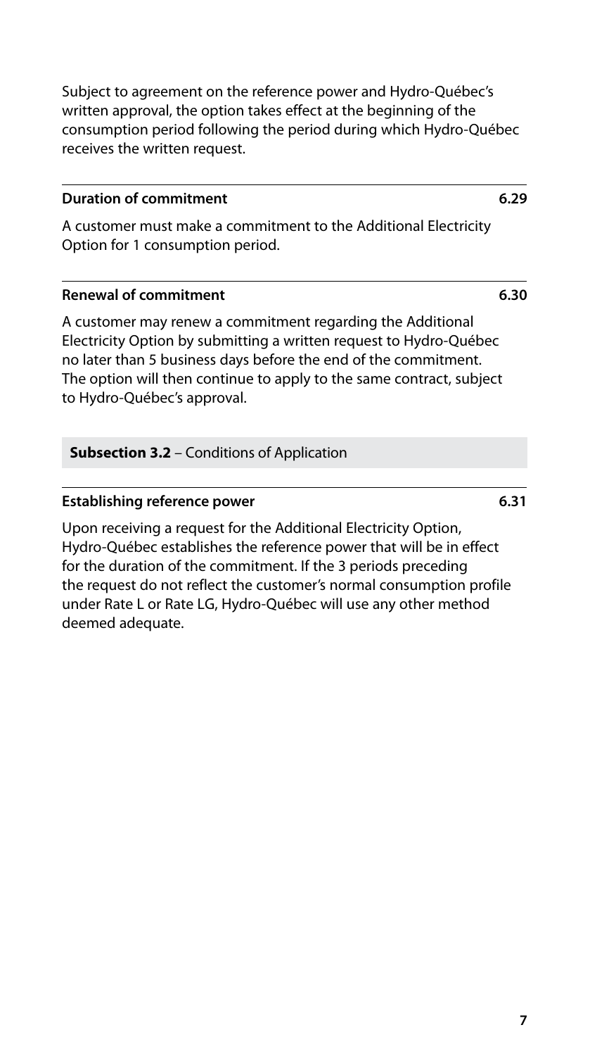Subject to agreement on the reference power and Hydro-Québec's written approval, the option takes effect at the beginning of the consumption period following the period during which Hydro-Québec receives the written request.

#### Duration of commitment — 6.29

A customer must make a commitment to the Additional Electricity Option for 1 consumption period.

#### Renewal of commitment — 6.30

A customer may renew a commitment regarding the Additional Electricity Option by submitting a written request to Hydro-Québec no later than 5 business days before the end of the commitment. The option will then continue to apply to the same contract, subject to Hydro-Québec's approval.

### **Subsection 3.2** – Conditions of Application

#### Establishing reference power — 6.31

Upon receiving a request for the Additional Electricity Option, Hydro-Québec establishes the reference power that will be in effect for the duration of the commitment. If the 3 periods preceding the request do not reflect the customer's normal consumption profile under Rate L or Rate LG, Hydro-Québec will use any other method deemed adequate.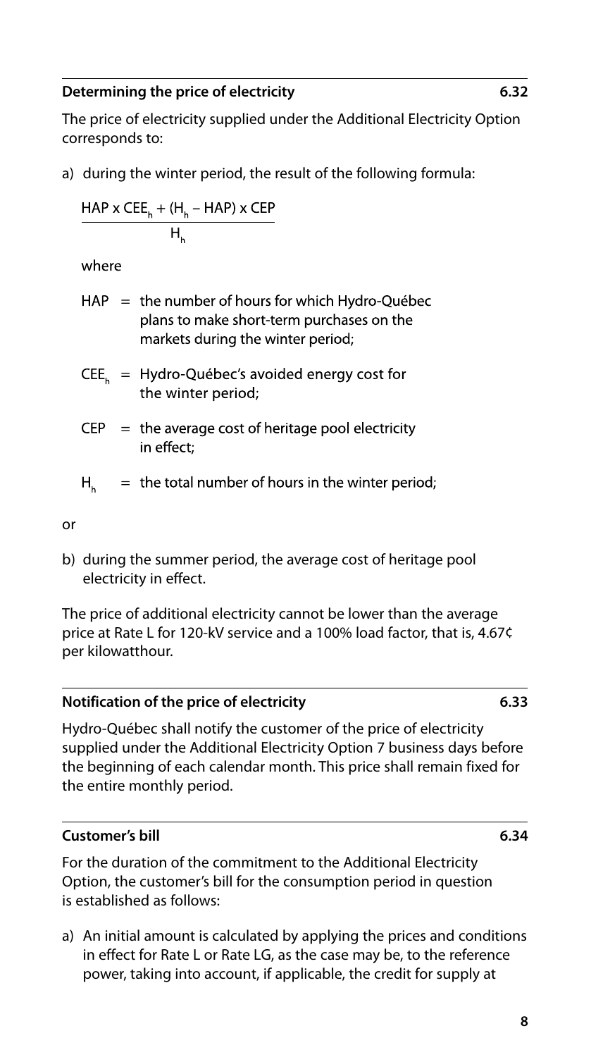### Determining the price of electricity 6.32

The price of electricity supplied under the Additional Electricity Option corresponds to:

a) during the winter period, the result of the following formula:

$$\frac{HAP \times CEE_h + (H_h - HAP) \times CEP}{H_h}$$

where

$HAP$ = the number of hours for which Hydro-Québec plans to make short-term purchases on the markets during the winter period;

$CEE_h$ = Hydro-Québec's avoided energy cost for the winter period;

$CEP$ = the average cost of heritage pool electricity in effect;

$H_h$ = the total number of hours in the winter period;

or

b) during the summer period, the average cost of heritage pool electricity in effect.

The price of additional electricity cannot be lower than the average price at Rate L for 120-kV service and a 100% load factor, that is, 4.67¢ per kilowatthour.

### Notification of the price of electricity 6.33

Hydro-Québec shall notify the customer of the price of electricity supplied under the Additional Electricity Option 7 business days before the beginning of each calendar month. This price shall remain fixed for the entire monthly period.

### Customer's bill 6.34

For the duration of the commitment to the Additional Electricity Option, the customer's bill for the consumption period in question is established as follows:

a) An initial amount is calculated by applying the prices and conditions in effect for Rate L or Rate LG, as the case may be, to the reference power, taking into account, if applicable, the credit for supply at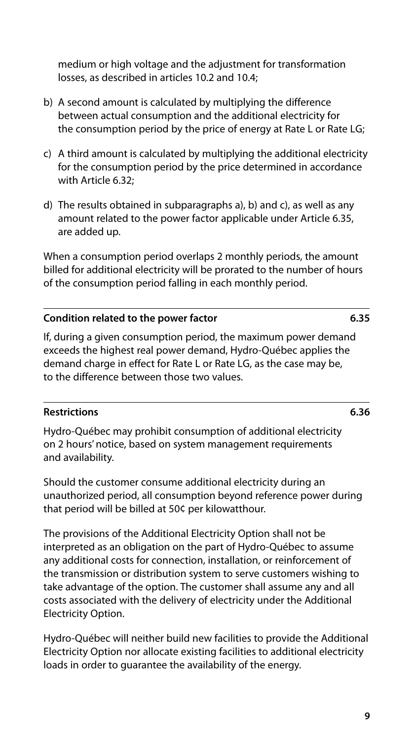medium or high voltage and the adjustment for transformation losses, as described in articles 10.2 and 10.4;

b) A second amount is calculated by multiplying the difference between actual consumption and the additional electricity for the consumption period by the price of energy at Rate L or Rate LG;

c) A third amount is calculated by multiplying the additional electricity for the consumption period by the price determined in accordance with Article 6.32;

d) The results obtained in subparagraphs a), b) and c), as well as any amount related to the power factor applicable under Article 6.35, are added up.

When a consumption period overlaps 2 monthly periods, the amount billed for additional electricity will be prorated to the number of hours of the consumption period falling in each monthly period.

### Condition related to the power factor — 6.35

If, during a given consumption period, the maximum power demand exceeds the highest real power demand, Hydro-Québec applies the demand charge in effect for Rate L or Rate LG, as the case may be, to the difference between those two values.

### Restrictions — 6.36

Hydro-Québec may prohibit consumption of additional electricity on 2 hours' notice, based on system management requirements and availability.

Should the customer consume additional electricity during an unauthorized period, all consumption beyond reference power during that period will be billed at 50¢ per kilowatthour.

The provisions of the Additional Electricity Option shall not be interpreted as an obligation on the part of Hydro-Québec to assume any additional costs for connection, installation, or reinforcement of the transmission or distribution system to serve customers wishing to take advantage of the option. The customer shall assume any and all costs associated with the delivery of electricity under the Additional Electricity Option.

Hydro-Québec will neither build new facilities to provide the Additional Electricity Option nor allocate existing facilities to additional electricity loads in order to guarantee the availability of the energy.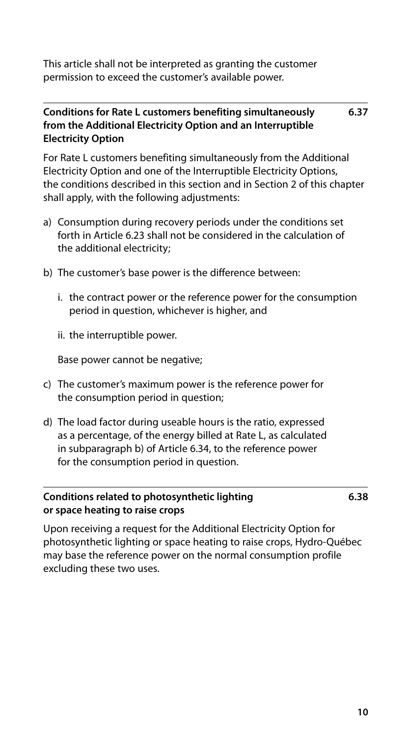This article shall not be interpreted as granting the customer permission to exceed the customer's available power.

### Conditions for Rate L customers benefiting simultaneously from the Additional Electricity Option and an Interruptible Electricity Option — 6.37

For Rate L customers benefiting simultaneously from the Additional Electricity Option and one of the Interruptible Electricity Options, the conditions described in this section and in Section 2 of this chapter shall apply, with the following adjustments:

a) Consumption during recovery periods under the conditions set forth in Article 6.23 shall not be considered in the calculation of the additional electricity;

b) The customer's base power is the difference between:

   i. the contract power or the reference power for the consumption period in question, whichever is higher, and

   ii. the interruptible power.

   Base power cannot be negative;

c) The customer's maximum power is the reference power for the consumption period in question;

d) The load factor during useable hours is the ratio, expressed as a percentage, of the energy billed at Rate L, as calculated in subparagraph b) of Article 6.34, to the reference power for the consumption period in question.

### Conditions related to photosynthetic lighting or space heating to raise crops — 6.38

Upon receiving a request for the Additional Electricity Option for photosynthetic lighting or space heating to raise crops, Hydro-Québec may base the reference power on the normal consumption profile excluding these two uses.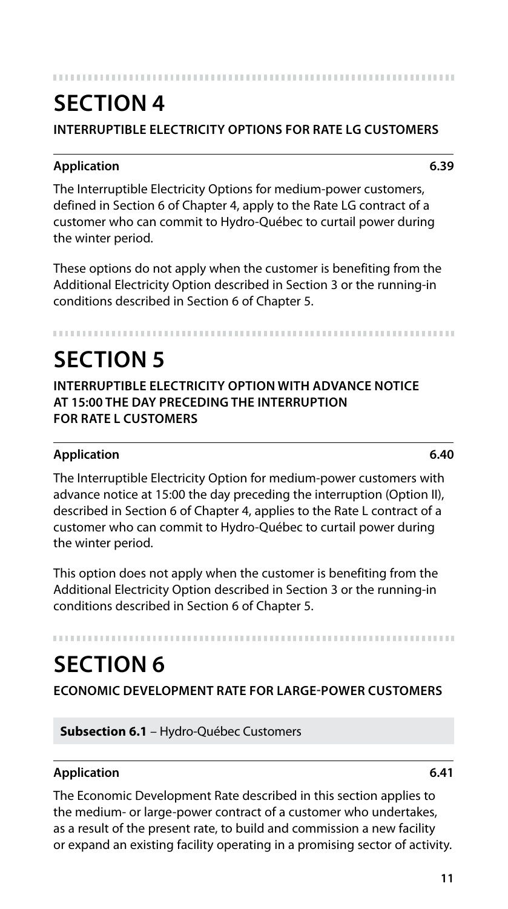# SECTION 4

## INTERRUPTIBLE ELECTRICITY OPTIONS FOR RATE LG CUSTOMERS

**Application** **6.39**

The Interruptible Electricity Options for medium-power customers, defined in Section 6 of Chapter 4, apply to the Rate LG contract of a customer who can commit to Hydro-Québec to curtail power during the winter period.

These options do not apply when the customer is benefiting from the Additional Electricity Option described in Section 3 or the running-in conditions described in Section 6 of Chapter 5.

# SECTION 5

## INTERRUPTIBLE ELECTRICITY OPTION WITH ADVANCE NOTICE AT 15:00 THE DAY PRECEDING THE INTERRUPTION FOR RATE L CUSTOMERS

**Application** **6.40**

The Interruptible Electricity Option for medium-power customers with advance notice at 15:00 the day preceding the interruption (Option II), described in Section 6 of Chapter 4, applies to the Rate L contract of a customer who can commit to Hydro-Québec to curtail power during the winter period.

This option does not apply when the customer is benefiting from the Additional Electricity Option described in Section 3 or the running-in conditions described in Section 6 of Chapter 5.

# SECTION 6

## ECONOMIC DEVELOPMENT RATE FOR LARGE-POWER CUSTOMERS

### Subsection 6.1 – Hydro-Québec Customers

**Application** **6.41**

The Economic Development Rate described in this section applies to the medium- or large-power contract of a customer who undertakes, as a result of the present rate, to build and commission a new facility or expand an existing facility operating in a promising sector of activity.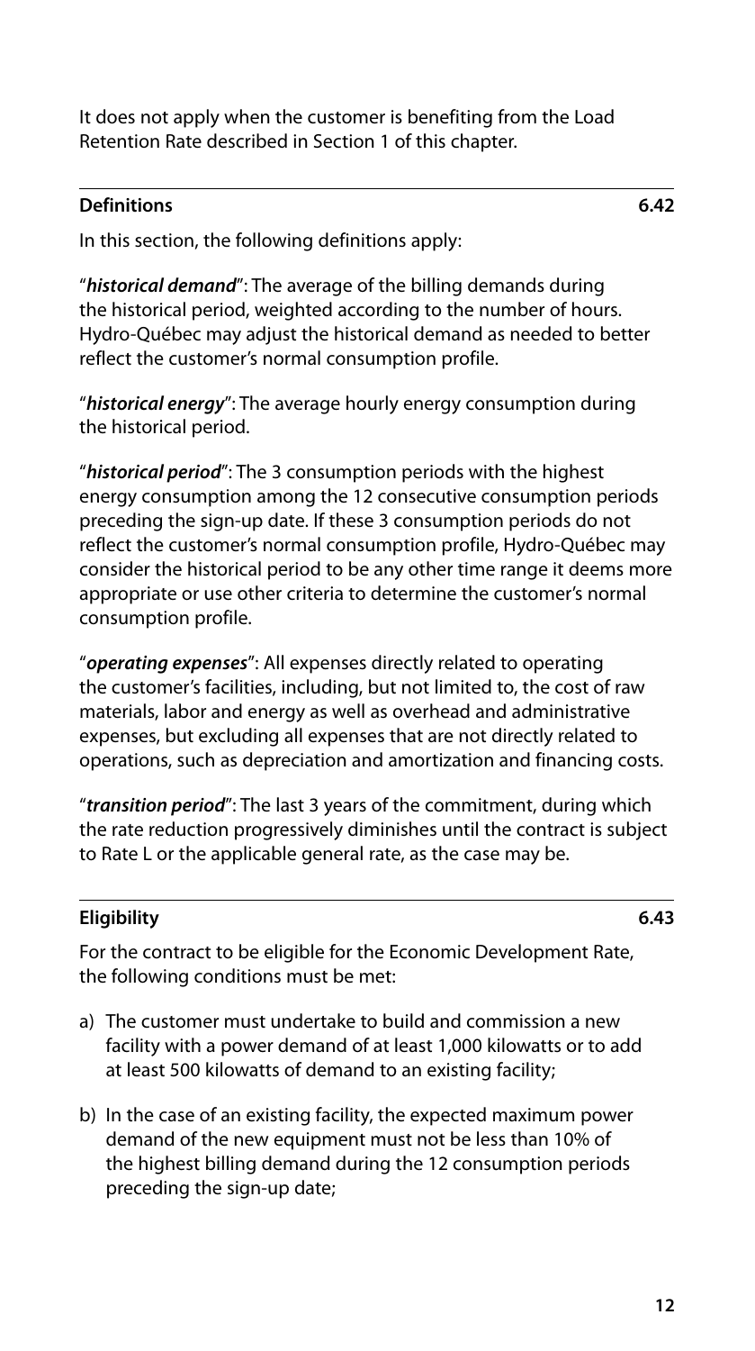It does not apply when the customer is benefiting from the Load Retention Rate described in Section 1 of this chapter.

### Definitions 6.42

In this section, the following definitions apply:

"***historical demand***": The average of the billing demands during the historical period, weighted according to the number of hours. Hydro-Québec may adjust the historical demand as needed to better reflect the customer's normal consumption profile.

"***historical energy***": The average hourly energy consumption during the historical period.

"***historical period***": The 3 consumption periods with the highest energy consumption among the 12 consecutive consumption periods preceding the sign-up date. If these 3 consumption periods do not reflect the customer's normal consumption profile, Hydro-Québec may consider the historical period to be any other time range it deems more appropriate or use other criteria to determine the customer's normal consumption profile.

"***operating expenses***": All expenses directly related to operating the customer's facilities, including, but not limited to, the cost of raw materials, labor and energy as well as overhead and administrative expenses, but excluding all expenses that are not directly related to operations, such as depreciation and amortization and financing costs.

"***transition period***": The last 3 years of the commitment, during which the rate reduction progressively diminishes until the contract is subject to Rate L or the applicable general rate, as the case may be.

### Eligibility 6.43

For the contract to be eligible for the Economic Development Rate, the following conditions must be met:

a) The customer must undertake to build and commission a new facility with a power demand of at least 1,000 kilowatts or to add at least 500 kilowatts of demand to an existing facility;

b) In the case of an existing facility, the expected maximum power demand of the new equipment must not be less than 10% of the highest billing demand during the 12 consumption periods preceding the sign-up date;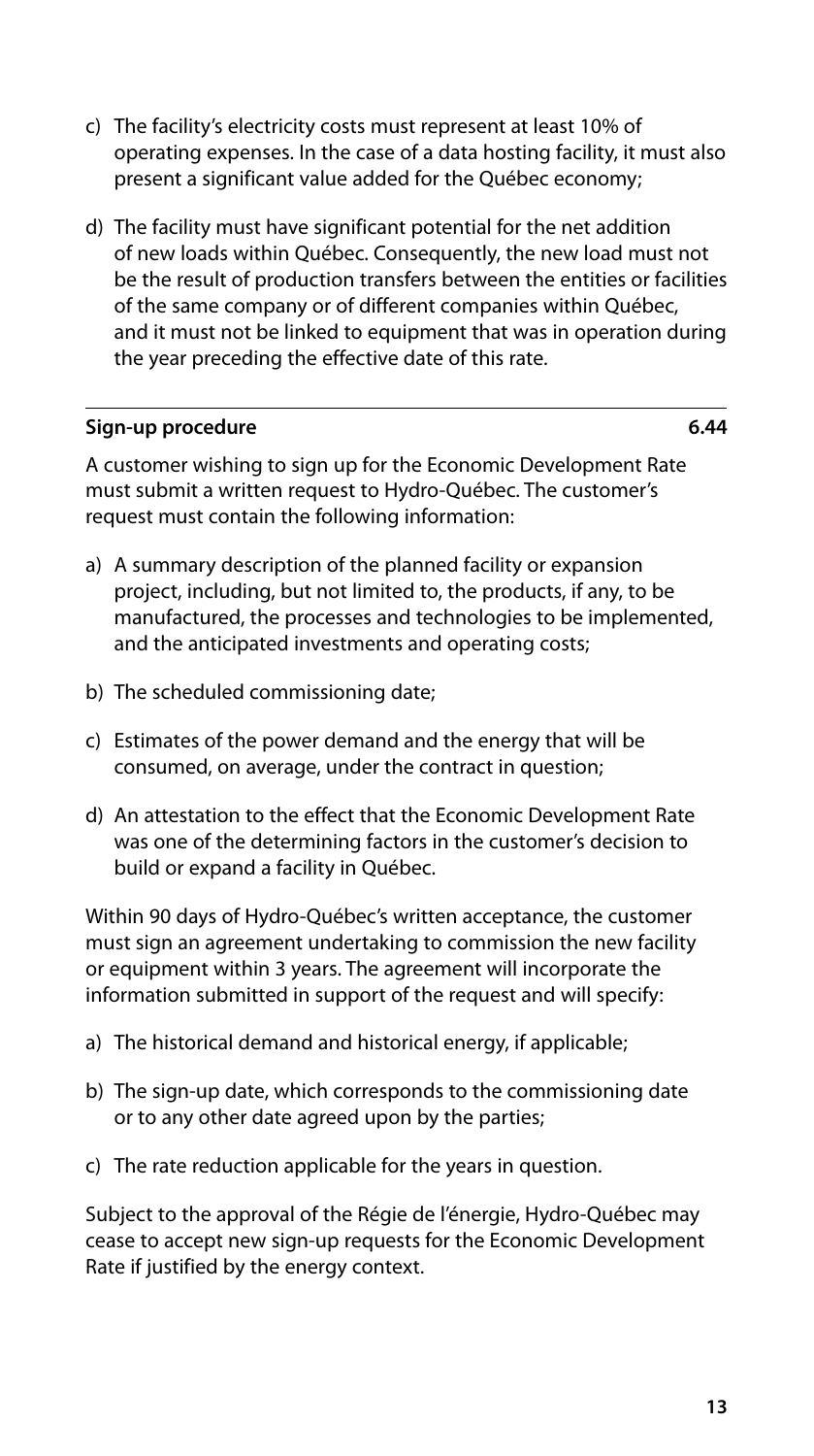c) The facility's electricity costs must represent at least 10% of operating expenses. In the case of a data hosting facility, it must also present a significant value added for the Québec economy;

d) The facility must have significant potential for the net addition of new loads within Québec. Consequently, the new load must not be the result of production transfers between the entities or facilities of the same company or of different companies within Québec, and it must not be linked to equipment that was in operation during the year preceding the effective date of this rate.

---

**Sign-up procedure** **6.44**

A customer wishing to sign up for the Economic Development Rate must submit a written request to Hydro-Québec. The customer's request must contain the following information:

a) A summary description of the planned facility or expansion project, including, but not limited to, the products, if any, to be manufactured, the processes and technologies to be implemented, and the anticipated investments and operating costs;

b) The scheduled commissioning date;

c) Estimates of the power demand and the energy that will be consumed, on average, under the contract in question;

d) An attestation to the effect that the Economic Development Rate was one of the determining factors in the customer's decision to build or expand a facility in Québec.

Within 90 days of Hydro-Québec's written acceptance, the customer must sign an agreement undertaking to commission the new facility or equipment within 3 years. The agreement will incorporate the information submitted in support of the request and will specify:

a) The historical demand and historical energy, if applicable;

b) The sign-up date, which corresponds to the commissioning date or to any other date agreed upon by the parties;

c) The rate reduction applicable for the years in question.

Subject to the approval of the Régie de l'énergie, Hydro-Québec may cease to accept new sign-up requests for the Economic Development Rate if justified by the energy context.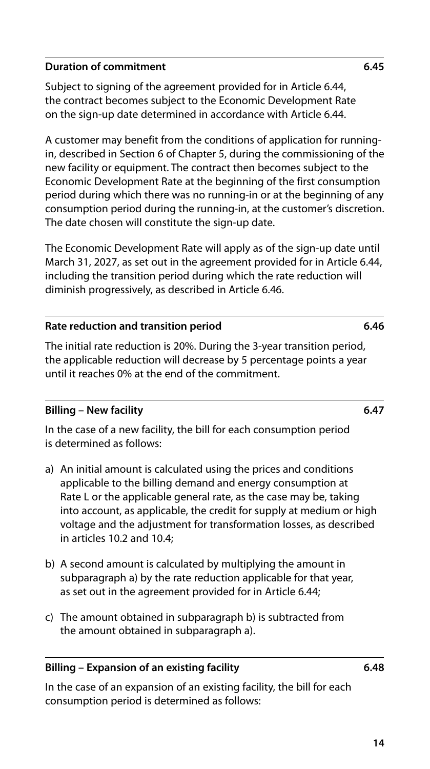### Duration of commitment 6.45

Subject to signing of the agreement provided for in Article 6.44, the contract becomes subject to the Economic Development Rate on the sign-up date determined in accordance with Article 6.44.

A customer may benefit from the conditions of application for running-in, described in Section 6 of Chapter 5, during the commissioning of the new facility or equipment. The contract then becomes subject to the Economic Development Rate at the beginning of the first consumption period during which there was no running-in or at the beginning of any consumption period during the running-in, at the customer's discretion. The date chosen will constitute the sign-up date.

The Economic Development Rate will apply as of the sign-up date until March 31, 2027, as set out in the agreement provided for in Article 6.44, including the transition period during which the rate reduction will diminish progressively, as described in Article 6.46.

### Rate reduction and transition period 6.46

The initial rate reduction is 20%. During the 3-year transition period, the applicable reduction will decrease by 5 percentage points a year until it reaches 0% at the end of the commitment.

### Billing – New facility 6.47

In the case of a new facility, the bill for each consumption period is determined as follows:

a) An initial amount is calculated using the prices and conditions applicable to the billing demand and energy consumption at Rate L or the applicable general rate, as the case may be, taking into account, as applicable, the credit for supply at medium or high voltage and the adjustment for transformation losses, as described in articles 10.2 and 10.4;

b) A second amount is calculated by multiplying the amount in subparagraph a) by the rate reduction applicable for that year, as set out in the agreement provided for in Article 6.44;

c) The amount obtained in subparagraph b) is subtracted from the amount obtained in subparagraph a).

### Billing – Expansion of an existing facility 6.48

In the case of an expansion of an existing facility, the bill for each consumption period is determined as follows: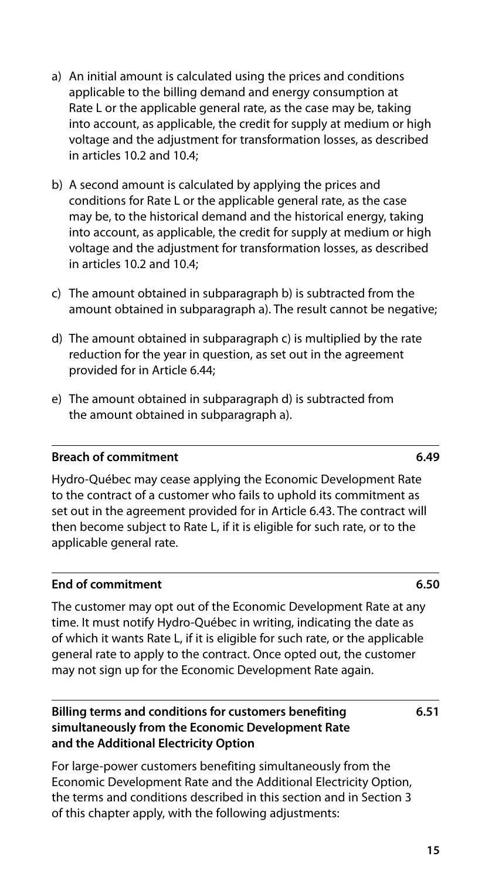a) An initial amount is calculated using the prices and conditions applicable to the billing demand and energy consumption at Rate L or the applicable general rate, as the case may be, taking into account, as applicable, the credit for supply at medium or high voltage and the adjustment for transformation losses, as described in articles 10.2 and 10.4;

b) A second amount is calculated by applying the prices and conditions for Rate L or the applicable general rate, as the case may be, to the historical demand and the historical energy, taking into account, as applicable, the credit for supply at medium or high voltage and the adjustment for transformation losses, as described in articles 10.2 and 10.4;

c) The amount obtained in subparagraph b) is subtracted from the amount obtained in subparagraph a). The result cannot be negative;

d) The amount obtained in subparagraph c) is multiplied by the rate reduction for the year in question, as set out in the agreement provided for in Article 6.44;

e) The amount obtained in subparagraph d) is subtracted from the amount obtained in subparagraph a).

**Breach of commitment** **6.49**

Hydro-Québec may cease applying the Economic Development Rate to the contract of a customer who fails to uphold its commitment as set out in the agreement provided for in Article 6.43. The contract will then become subject to Rate L, if it is eligible for such rate, or to the applicable general rate.

**End of commitment** **6.50**

The customer may opt out of the Economic Development Rate at any time. It must notify Hydro-Québec in writing, indicating the date as of which it wants Rate L, if it is eligible for such rate, or the applicable general rate to apply to the contract. Once opted out, the customer may not sign up for the Economic Development Rate again.

**Billing terms and conditions for customers benefiting simultaneously from the Economic Development Rate and the Additional Electricity Option** **6.51**

For large-power customers benefiting simultaneously from the Economic Development Rate and the Additional Electricity Option, the terms and conditions described in this section and in Section 3 of this chapter apply, with the following adjustments: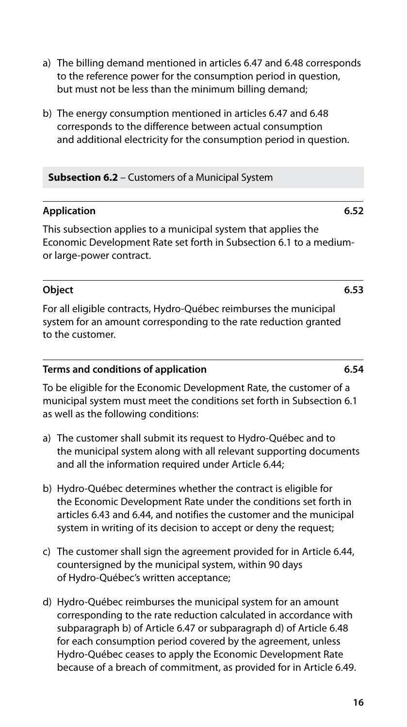a) The billing demand mentioned in articles 6.47 and 6.48 corresponds to the reference power for the consumption period in question, but must not be less than the minimum billing demand;

b) The energy consumption mentioned in articles 6.47 and 6.48 corresponds to the difference between actual consumption and additional electricity for the consumption period in question.

## Subsection 6.2 – Customers of a Municipal System

### Application 6.52

This subsection applies to a municipal system that applies the Economic Development Rate set forth in Subsection 6.1 to a medium- or large-power contract.

### Object 6.53

For all eligible contracts, Hydro-Québec reimburses the municipal system for an amount corresponding to the rate reduction granted to the customer.

### Terms and conditions of application 6.54

To be eligible for the Economic Development Rate, the customer of a municipal system must meet the conditions set forth in Subsection 6.1 as well as the following conditions:

a) The customer shall submit its request to Hydro-Québec and to the municipal system along with all relevant supporting documents and all the information required under Article 6.44;

b) Hydro-Québec determines whether the contract is eligible for the Economic Development Rate under the conditions set forth in articles 6.43 and 6.44, and notifies the customer and the municipal system in writing of its decision to accept or deny the request;

c) The customer shall sign the agreement provided for in Article 6.44, countersigned by the municipal system, within 90 days of Hydro-Québec's written acceptance;

d) Hydro-Québec reimburses the municipal system for an amount corresponding to the rate reduction calculated in accordance with subparagraph b) of Article 6.47 or subparagraph d) of Article 6.48 for each consumption period covered by the agreement, unless Hydro-Québec ceases to apply the Economic Development Rate because of a breach of commitment, as provided for in Article 6.49.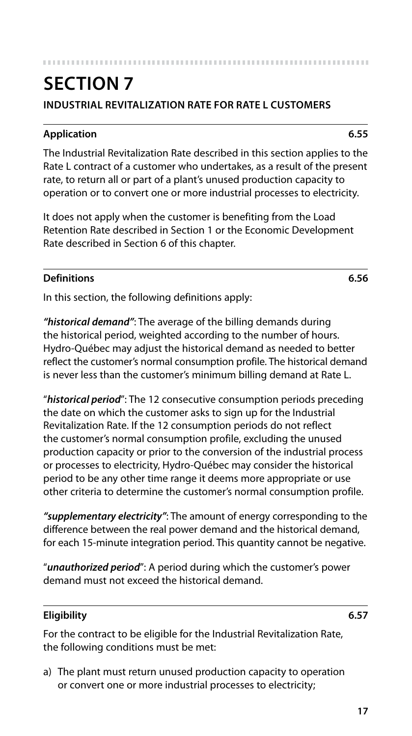# SECTION 7

## INDUSTRIAL REVITALIZATION RATE FOR RATE L CUSTOMERS

### Application 6.55

The Industrial Revitalization Rate described in this section applies to the Rate L contract of a customer who undertakes, as a result of the present rate, to return all or part of a plant's unused production capacity to operation or to convert one or more industrial processes to electricity.

It does not apply when the customer is benefiting from the Load Retention Rate described in Section 1 or the Economic Development Rate described in Section 6 of this chapter.

### Definitions 6.56

In this section, the following definitions apply:

***"historical demand"***: The average of the billing demands during the historical period, weighted according to the number of hours. Hydro-Québec may adjust the historical demand as needed to better reflect the customer's normal consumption profile. The historical demand is never less than the customer's minimum billing demand at Rate L.

"***historical period***": The 12 consecutive consumption periods preceding the date on which the customer asks to sign up for the Industrial Revitalization Rate. If the 12 consumption periods do not reflect the customer's normal consumption profile, excluding the unused production capacity or prior to the conversion of the industrial process or processes to electricity, Hydro-Québec may consider the historical period to be any other time range it deems more appropriate or use other criteria to determine the customer's normal consumption profile.

***"supplementary electricity"***: The amount of energy corresponding to the difference between the real power demand and the historical demand, for each 15-minute integration period. This quantity cannot be negative.

"***unauthorized period***": A period during which the customer's power demand must not exceed the historical demand.

### Eligibility 6.57

For the contract to be eligible for the Industrial Revitalization Rate, the following conditions must be met:

a) The plant must return unused production capacity to operation or convert one or more industrial processes to electricity;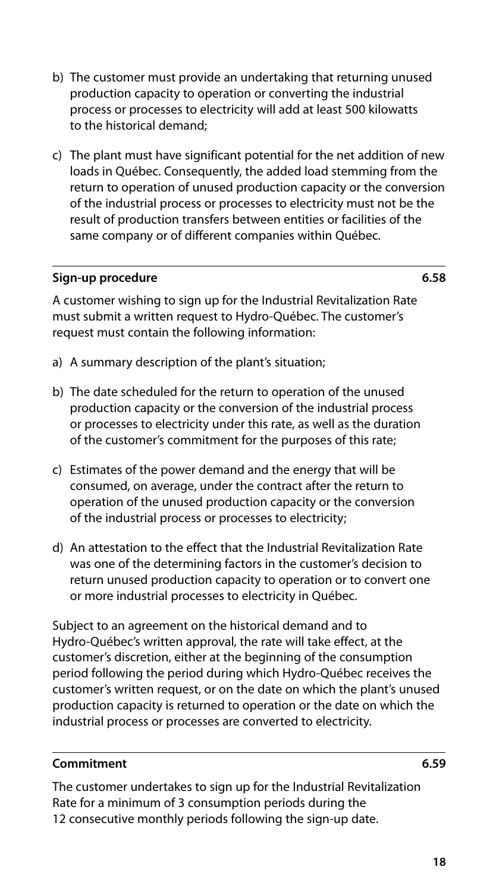b) The customer must provide an undertaking that returning unused production capacity to operation or converting the industrial process or processes to electricity will add at least 500 kilowatts to the historical demand;

c) The plant must have significant potential for the net addition of new loads in Québec. Consequently, the added load stemming from the return to operation of unused production capacity or the conversion of the industrial process or processes to electricity must not be the result of production transfers between entities or facilities of the same company or of different companies within Québec.

## Sign-up procedure 6.58

A customer wishing to sign up for the Industrial Revitalization Rate must submit a written request to Hydro-Québec. The customer's request must contain the following information:

a) A summary description of the plant's situation;

b) The date scheduled for the return to operation of the unused production capacity or the conversion of the industrial process or processes to electricity under this rate, as well as the duration of the customer's commitment for the purposes of this rate;

c) Estimates of the power demand and the energy that will be consumed, on average, under the contract after the return to operation of the unused production capacity or the conversion of the industrial process or processes to electricity;

d) An attestation to the effect that the Industrial Revitalization Rate was one of the determining factors in the customer's decision to return unused production capacity to operation or to convert one or more industrial processes to electricity in Québec.

Subject to an agreement on the historical demand and to Hydro-Québec's written approval, the rate will take effect, at the customer's discretion, either at the beginning of the consumption period following the period during which Hydro-Québec receives the customer's written request, or on the date on which the plant's unused production capacity is returned to operation or the date on which the industrial process or processes are converted to electricity.

## Commitment 6.59

The customer undertakes to sign up for the Industrial Revitalization Rate for a minimum of 3 consumption periods during the 12 consecutive monthly periods following the sign-up date.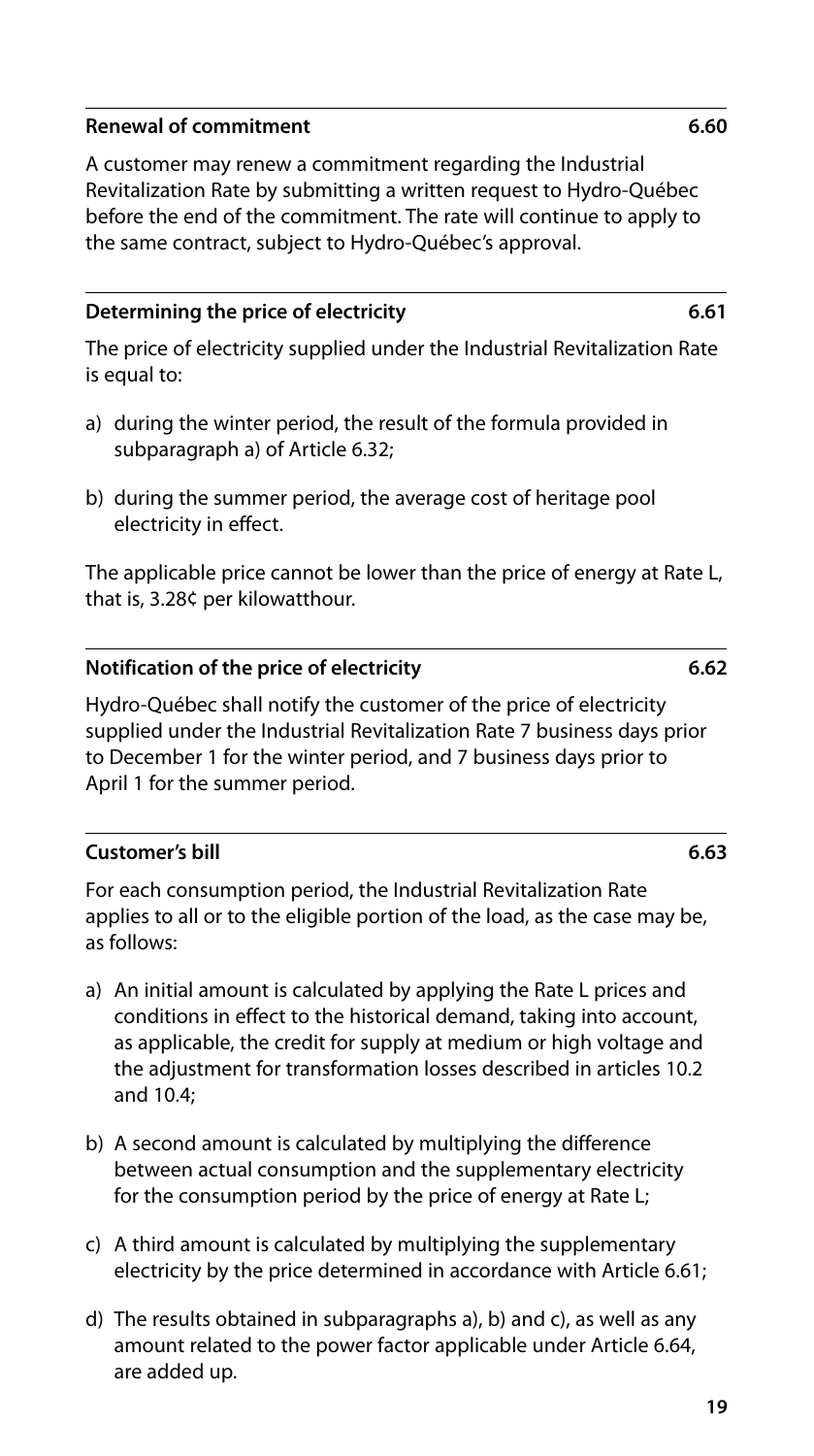### Renewal of commitment 6.60

A customer may renew a commitment regarding the Industrial Revitalization Rate by submitting a written request to Hydro-Québec before the end of the commitment. The rate will continue to apply to the same contract, subject to Hydro-Québec's approval.

### Determining the price of electricity 6.61

The price of electricity supplied under the Industrial Revitalization Rate is equal to:

a) during the winter period, the result of the formula provided in subparagraph a) of Article 6.32;

b) during the summer period, the average cost of heritage pool electricity in effect.

The applicable price cannot be lower than the price of energy at Rate L, that is, 3.28¢ per kilowatthour.

### Notification of the price of electricity 6.62

Hydro-Québec shall notify the customer of the price of electricity supplied under the Industrial Revitalization Rate 7 business days prior to December 1 for the winter period, and 7 business days prior to April 1 for the summer period.

### Customer's bill 6.63

For each consumption period, the Industrial Revitalization Rate applies to all or to the eligible portion of the load, as the case may be, as follows:

a) An initial amount is calculated by applying the Rate L prices and conditions in effect to the historical demand, taking into account, as applicable, the credit for supply at medium or high voltage and the adjustment for transformation losses described in articles 10.2 and 10.4;

b) A second amount is calculated by multiplying the difference between actual consumption and the supplementary electricity for the consumption period by the price of energy at Rate L;

c) A third amount is calculated by multiplying the supplementary electricity by the price determined in accordance with Article 6.61;

d) The results obtained in subparagraphs a), b) and c), as well as any amount related to the power factor applicable under Article 6.64, are added up.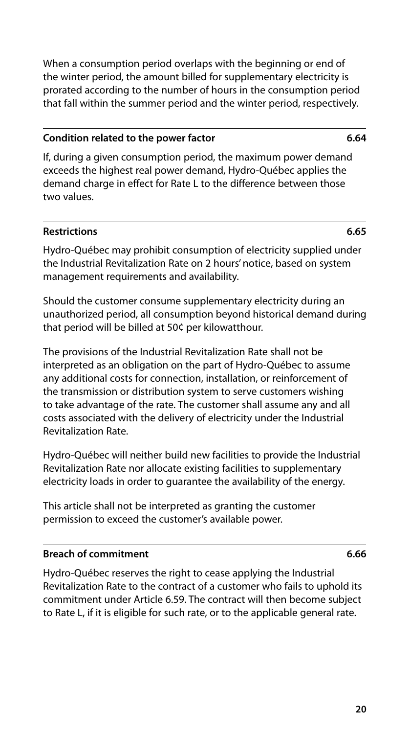When a consumption period overlaps with the beginning or end of the winter period, the amount billed for supplementary electricity is prorated according to the number of hours in the consumption period that fall within the summer period and the winter period, respectively.

### Condition related to the power factor — 6.64

If, during a given consumption period, the maximum power demand exceeds the highest real power demand, Hydro-Québec applies the demand charge in effect for Rate L to the difference between those two values.

### Restrictions — 6.65

Hydro-Québec may prohibit consumption of electricity supplied under the Industrial Revitalization Rate on 2 hours' notice, based on system management requirements and availability.

Should the customer consume supplementary electricity during an unauthorized period, all consumption beyond historical demand during that period will be billed at 50¢ per kilowatthour.

The provisions of the Industrial Revitalization Rate shall not be interpreted as an obligation on the part of Hydro-Québec to assume any additional costs for connection, installation, or reinforcement of the transmission or distribution system to serve customers wishing to take advantage of the rate. The customer shall assume any and all costs associated with the delivery of electricity under the Industrial Revitalization Rate.

Hydro-Québec will neither build new facilities to provide the Industrial Revitalization Rate nor allocate existing facilities to supplementary electricity loads in order to guarantee the availability of the energy.

This article shall not be interpreted as granting the customer permission to exceed the customer's available power.

### Breach of commitment — 6.66

Hydro-Québec reserves the right to cease applying the Industrial Revitalization Rate to the contract of a customer who fails to uphold its commitment under Article 6.59. The contract will then become subject to Rate L, if it is eligible for such rate, or to the applicable general rate.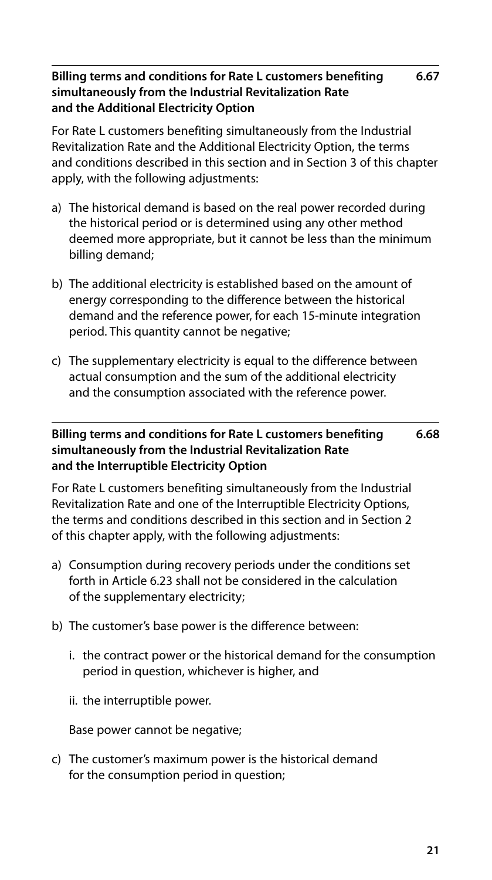### Billing terms and conditions for Rate L customers benefiting simultaneously from the Industrial Revitalization Rate and the Additional Electricity Option **6.67**

For Rate L customers benefiting simultaneously from the Industrial Revitalization Rate and the Additional Electricity Option, the terms and conditions described in this section and in Section 3 of this chapter apply, with the following adjustments:

a) The historical demand is based on the real power recorded during the historical period or is determined using any other method deemed more appropriate, but it cannot be less than the minimum billing demand;

b) The additional electricity is established based on the amount of energy corresponding to the difference between the historical demand and the reference power, for each 15-minute integration period. This quantity cannot be negative;

c) The supplementary electricity is equal to the difference between actual consumption and the sum of the additional electricity and the consumption associated with the reference power.

### Billing terms and conditions for Rate L customers benefiting simultaneously from the Industrial Revitalization Rate and the Interruptible Electricity Option **6.68**

For Rate L customers benefiting simultaneously from the Industrial Revitalization Rate and one of the Interruptible Electricity Options, the terms and conditions described in this section and in Section 2 of this chapter apply, with the following adjustments:

a) Consumption during recovery periods under the conditions set forth in Article 6.23 shall not be considered in the calculation of the supplementary electricity;

b) The customer's base power is the difference between:

   i. the contract power or the historical demand for the consumption period in question, whichever is higher, and

   ii. the interruptible power.

   Base power cannot be negative;

c) The customer's maximum power is the historical demand for the consumption period in question;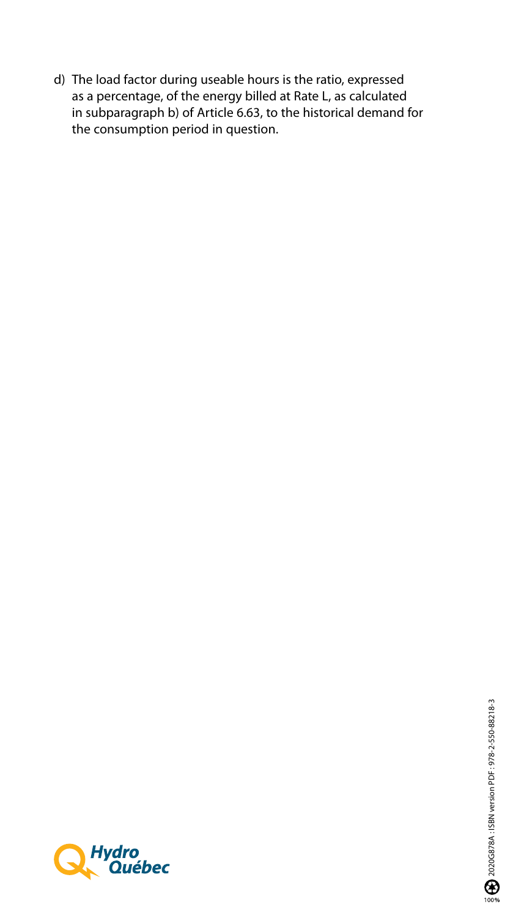d) The load factor during useable hours is the ratio, expressed as a percentage, of the energy billed at Rate L, as calculated in subparagraph b) of Article 6.63, to the historical demand for the consumption period in question.

2020G878A : ISBN version PDF : 978-2-550-88218-3